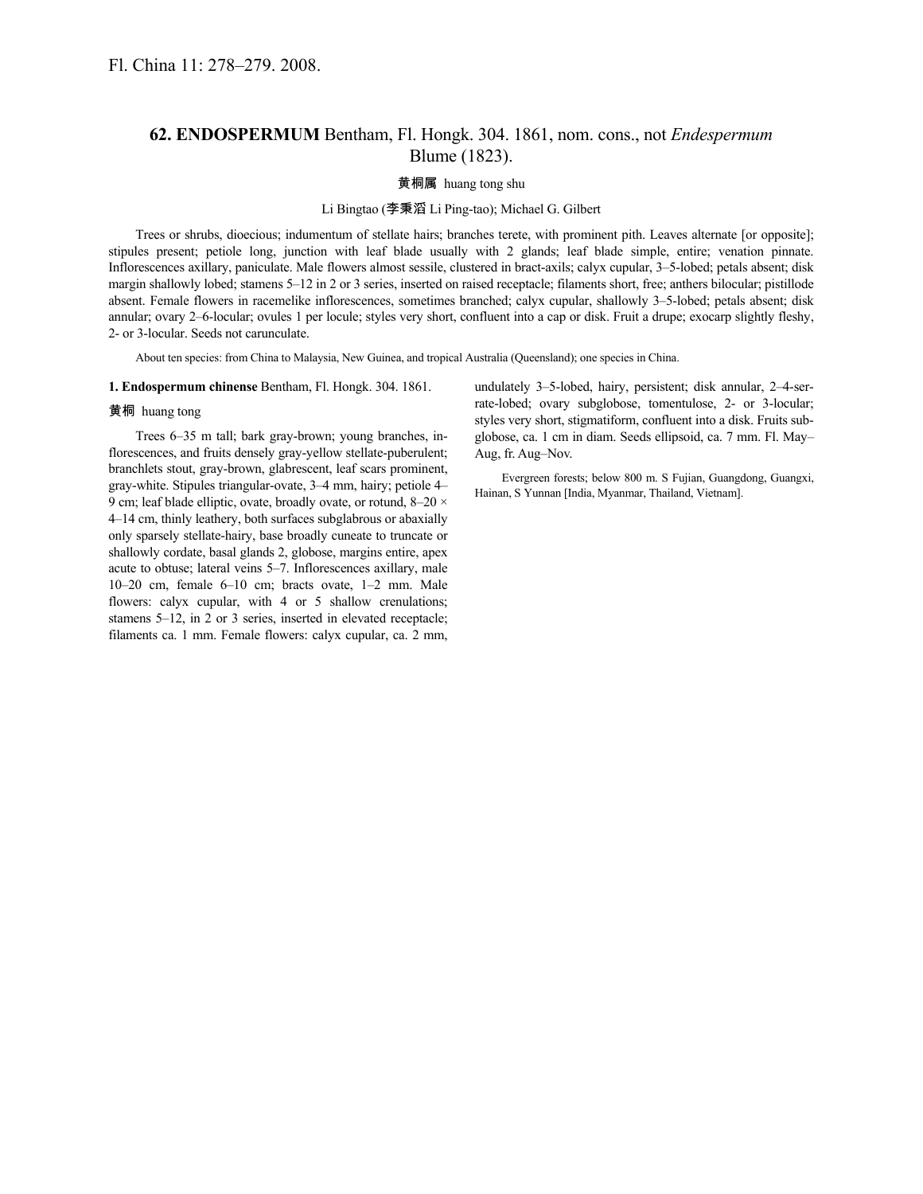Fl. China 11: 278–279. 2008.

## 62. ENDOSPERMUM Bentham, Fl. Hongk. 304. 1861, nom. cons., not *Endespermum* Blume (1823).

黄桐属 huang tong shu

Li Bingtao (李秉滔 Li Ping-tao); Michael G. Gilbert

Trees or shrubs, dioecious; indumentum of stellate hairs; branches terete, with prominent pith. Leaves alternate [or opposite]; stipules present; petiole long, junction with leaf blade usually with 2 glands; leaf blade simple, entire; venation pinnate. Inflorescences axillary, paniculate. Male flowers almost sessile, clustered in bract-axils; calyx cupular, 3–5-lobed; petals absent; disk margin shallowly lobed; stamens 5–12 in 2 or 3 series, inserted on raised receptacle; filaments short, free; anthers bilocular; pistillode absent. Female flowers in racemelike inflorescences, sometimes branched; calyx cupular, shallowly 3–5-lobed; petals absent; disk annular; ovary 2–6-locular; ovules 1 per locule; styles very short, confluent into a cap or disk. Fruit a drupe; exocarp slightly fleshy, 2- or 3-locular. Seeds not carunculate.

About ten species: from China to Malaysia, New Guinea, and tropical Australia (Queensland); one species in China.

**1. Endospermum chinense** Bentham, Fl. Hongk. 304. 1861.

黄桐 huang tong

Trees 6–35 m tall; bark gray-brown; young branches, inflorescences, and fruits densely gray-yellow stellate-puberulent; branchlets stout, gray-brown, glabrescent, leaf scars prominent, gray-white. Stipules triangular-ovate, 3–4 mm, hairy; petiole 4–9 cm; leaf blade elliptic, ovate, broadly ovate, or rotund, 8–20 × 4–14 cm, thinly leathery, both surfaces subglabrous or abaxially only sparsely stellate-hairy, base broadly cuneate to truncate or shallowly cordate, basal glands 2, globose, margins entire, apex acute to obtuse; lateral veins 5–7. Inflorescences axillary, male 10–20 cm, female 6–10 cm; bracts ovate, 1–2 mm. Male flowers: calyx cupular, with 4 or 5 shallow crenulations; stamens 5–12, in 2 or 3 series, inserted in elevated receptacle; filaments ca. 1 mm. Female flowers: calyx cupular, ca. 2 mm, undulately 3–5-lobed, hairy, persistent; disk annular, 2–4-serrate-lobed; ovary subglobose, tomentulose, 2- or 3-locular; styles very short, stigmatiform, confluent into a disk. Fruits subglobose, ca. 1 cm in diam. Seeds ellipsoid, ca. 7 mm. Fl. May–Aug, fr. Aug–Nov.

Evergreen forests; below 800 m. S Fujian, Guangdong, Guangxi, Hainan, S Yunnan [India, Myanmar, Thailand, Vietnam].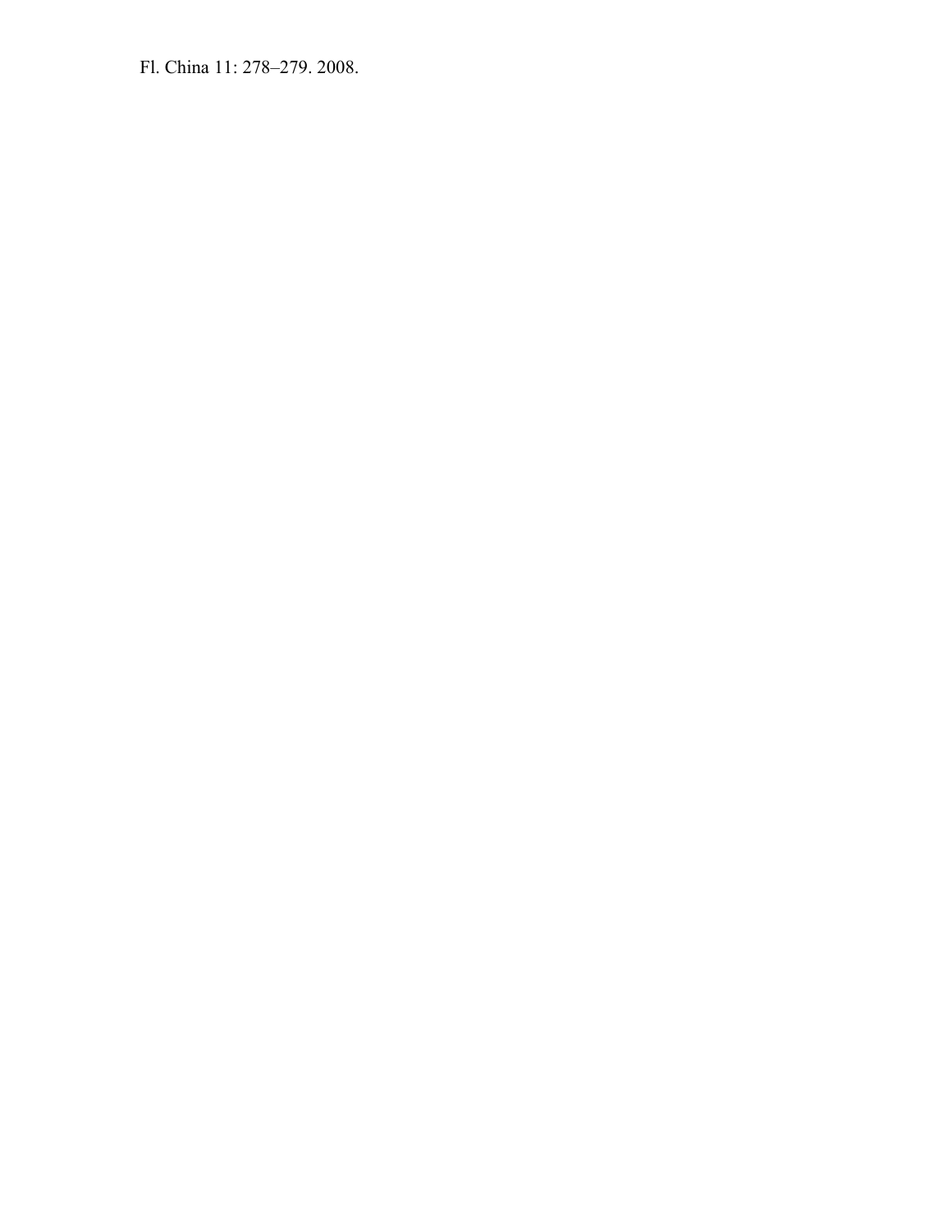Fl. China 11: 278–279. 2008.